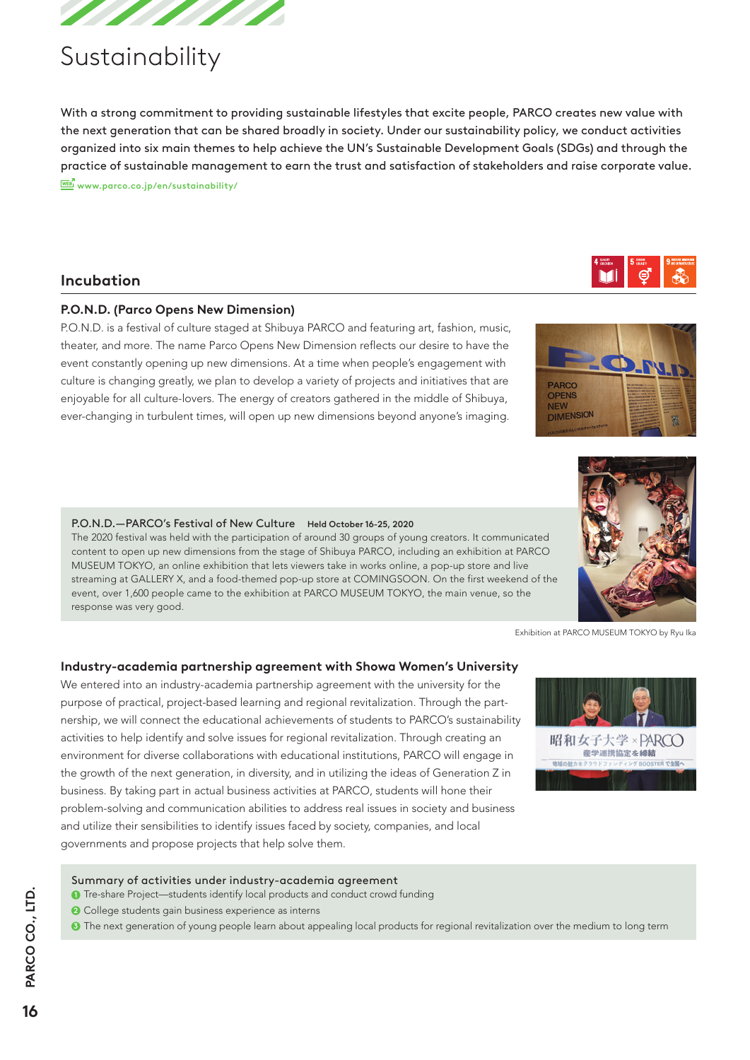// Sustainability

With a strong commitment to providing sustainable lifestyles that excite people, PARCO creates new value with the next generation that can be shared broadly in society. Under our sustainability policy, we conduct activities organized into six main themes to help achieve the UN's Sustainable Development Goals (SDGs) and through the practice of sustainable management to earn the trust and satisfaction of stakeholders and raise corporate value.

www.parco.co.jp/en/sustainability/

## Incubation

### P.O.N.D. (Parco Opens New Dimension)

P.O.N.D. is a festival of culture staged at Shibuya PARCO and featuring art, fashion, music, theater, and more. The name Parco Opens New Dimension reflects our desire to have the event constantly opening up new dimensions. At a time when people's engagement with culture is changing greatly, we plan to develop a variety of projects and initiatives that are enjoyable for all culture-lovers. The energy of creators gathered in the middle of Shibuya, ever-changing in turbulent times, will open up new dimensions beyond anyone's imaging.

**P.O.N.D.—PARCO's Festival of New Culture** **Held October 16-25, 2020**

The 2020 festival was held with the participation of around 30 groups of young creators. It communicated content to open up new dimensions from the stage of Shibuya PARCO, including an exhibition at PARCO MUSEUM TOKYO, an online exhibition that lets viewers take in works online, a pop-up store and live streaming at GALLERY X, and a food-themed pop-up store at COMINGSOON. On the first weekend of the event, over 1,600 people came to the exhibition at PARCO MUSEUM TOKYO, the main venue, so the response was very good.

Exhibition at PARCO MUSEUM TOKYO by Ryu Ika

### Industry-academia partnership agreement with Showa Women's University

We entered into an industry-academia partnership agreement with the university for the purpose of practical, project-based learning and regional revitalization. Through the partnership, we will connect the educational achievements of students to PARCO's sustainability activities to help identify and solve issues for regional revitalization. Through creating an environment for diverse collaborations with educational institutions, PARCO will engage in the growth of the next generation, in diversity, and in utilizing the ideas of Generation Z in business. By taking part in actual business activities at PARCO, students will hone their problem-solving and communication abilities to address real issues in society and business and utilize their sensibilities to identify issues faced by society, companies, and local governments and propose projects that help solve them.

**Summary of activities under industry-academia agreement**

1. Tre-share Project—students identify local products and conduct crowd funding
2. College students gain business experience as interns
3. The next generation of young people learn about appealing local products for regional revitalization over the medium to long term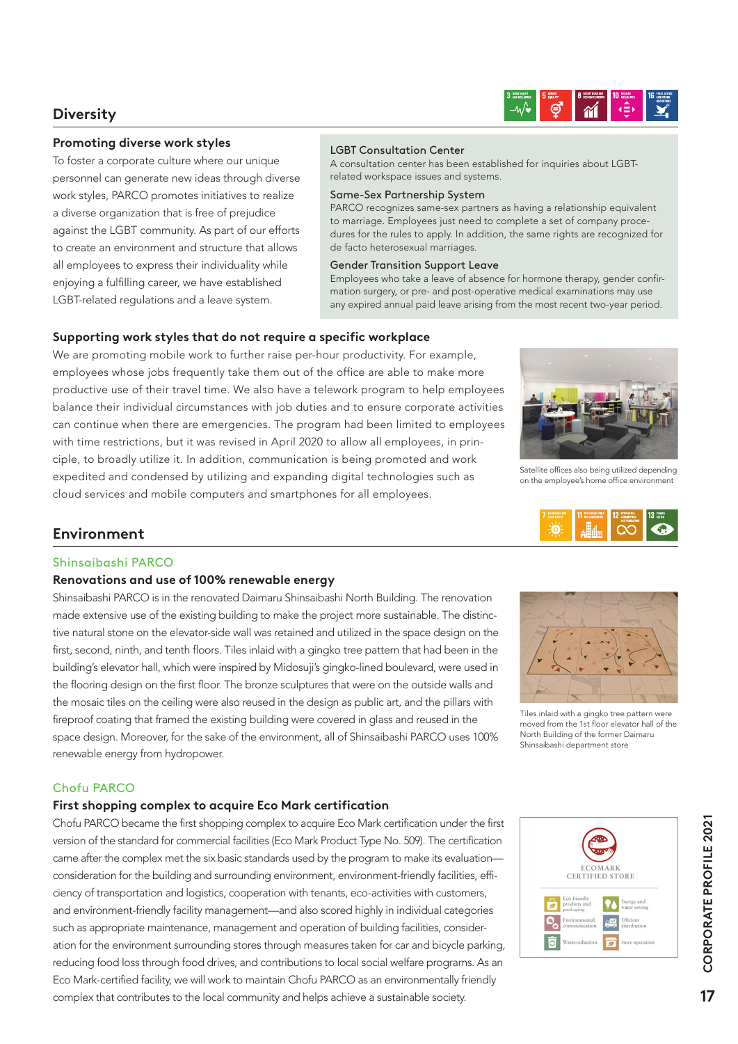## Diversity

### Promoting diverse work styles

To foster a corporate culture where our unique personnel can generate new ideas through diverse work styles, PARCO promotes initiatives to realize a diverse organization that is free of prejudice against the LGBT community. As part of our efforts to create an environment and structure that allows all employees to express their individuality while enjoying a fulfilling career, we have established LGBT-related regulations and a leave system.

**LGBT Consultation Center**
A consultation center has been established for inquiries about LGBT-related workspace issues and systems.

**Same-Sex Partnership System**
PARCO recognizes same-sex partners as having a relationship equivalent to marriage. Employees just need to complete a set of company procedures for the rules to apply. In addition, the same rights are recognized for de facto heterosexual marriages.

**Gender Transition Support Leave**
Employees who take a leave of absence for hormone therapy, gender confirmation surgery, or pre- and post-operative medical examinations may use any expired annual paid leave arising from the most recent two-year period.

### Supporting work styles that do not require a specific workplace

We are promoting mobile work to further raise per-hour productivity. For example, employees whose jobs frequently take them out of the office are able to make more productive use of their travel time. We also have a telework program to help employees balance their individual circumstances with job duties and to ensure corporate activities can continue when there are emergencies. The program had been limited to employees with time restrictions, but it was revised in April 2020 to allow all employees, in principle, to broadly utilize it. In addition, communication is being promoted and work expedited and condensed by utilizing and expanding digital technologies such as cloud services and mobile computers and smartphones for all employees.

Satellite offices also being utilized depending on the employee's home office environment

## Environment

### Shinsaibashi PARCO

#### Renovations and use of 100% renewable energy

Shinsaibashi PARCO is in the renovated Daimaru Shinsaibashi North Building. The renovation made extensive use of the existing building to make the project more sustainable. The distinctive natural stone on the elevator-side wall was retained and utilized in the space design on the first, second, ninth, and tenth floors. Tiles inlaid with a gingko tree pattern that had been in the building's elevator hall, which were inspired by Midosuji's gingko-lined boulevard, were used in the flooring design on the first floor. The bronze sculptures that were on the outside walls and the mosaic tiles on the ceiling were also reused in the design as public art, and the pillars with fireproof coating that framed the existing building were covered in glass and reused in the space design. Moreover, for the sake of the environment, all of Shinsaibashi PARCO uses 100% renewable energy from hydropower.

Tiles inlaid with a gingko tree pattern were moved from the 1st floor elevator hall of the North Building of the former Daimaru Shinsaibashi department store

### Chofu PARCO

#### First shopping complex to acquire Eco Mark certification

Chofu PARCO became the first shopping complex to acquire Eco Mark certification under the first version of the standard for commercial facilities (Eco Mark Product Type No. 509). The certification came after the complex met the six basic standards used by the program to make its evaluation—consideration for the building and surrounding environment, environment-friendly facilities, efficiency of transportation and logistics, cooperation with tenants, eco-activities with customers, and environment-friendly facility management—and also scored highly in individual categories such as appropriate maintenance, management and operation of building facilities, consideration for the environment surrounding stores through measures taken for car and bicycle parking, reducing food loss through food drives, and contributions to local social welfare programs. As an Eco Mark-certified facility, we will work to maintain Chofu PARCO as an environmentally friendly complex that contributes to the local community and helps achieve a sustainable society.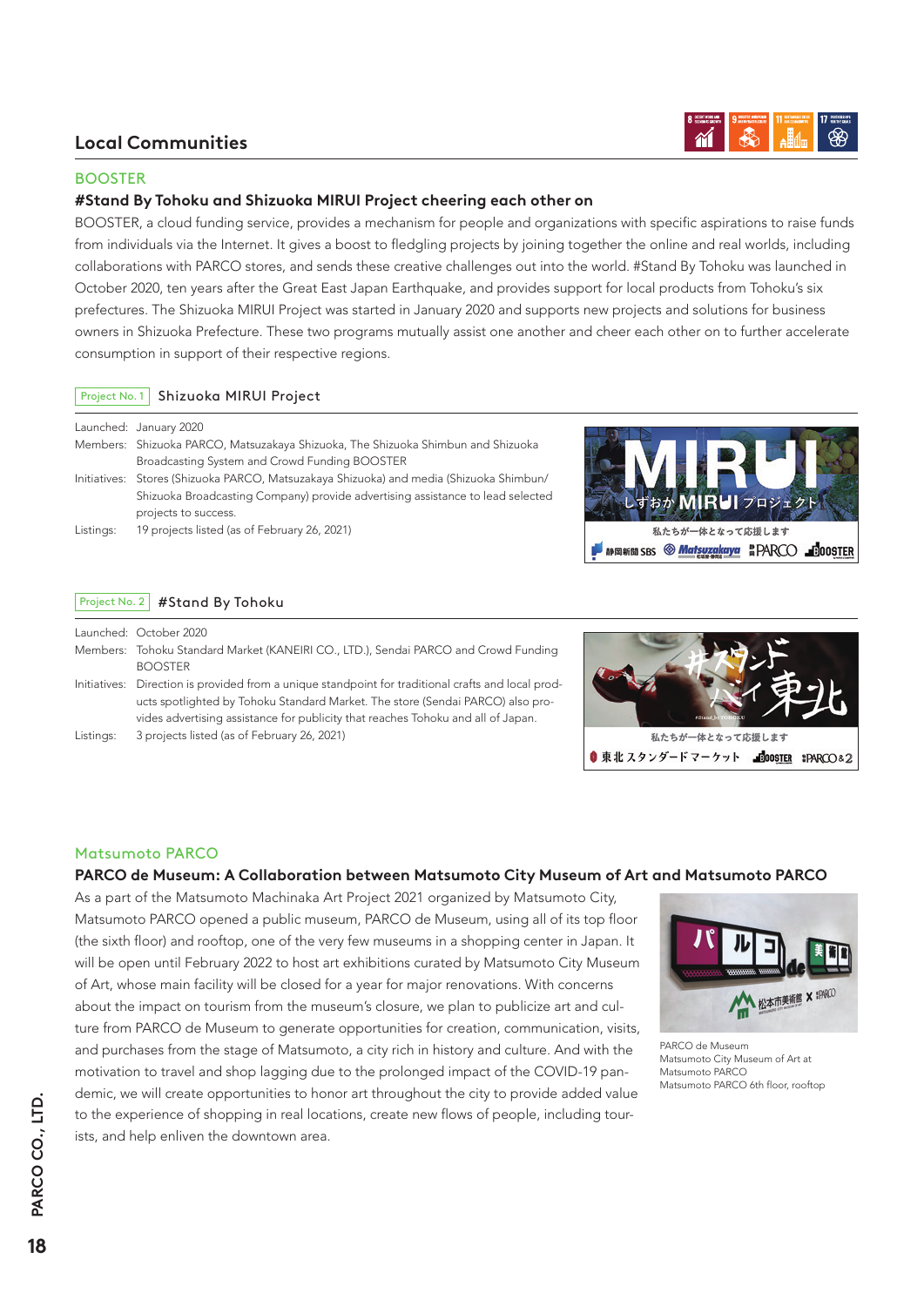## Local Communities

### BOOSTER

#### #Stand By Tohoku and Shizuoka MIRUI Project cheering each other on

BOOSTER, a cloud funding service, provides a mechanism for people and organizations with specific aspirations to raise funds from individuals via the Internet. It gives a boost to fledgling projects by joining together the online and real worlds, including collaborations with PARCO stores, and sends these creative challenges out into the world. #Stand By Tohoku was launched in October 2020, ten years after the Great East Japan Earthquake, and provides support for local products from Tohoku's six prefectures. The Shizuoka MIRUI Project was started in January 2020 and supports new projects and solutions for business owners in Shizuoka Prefecture. These two programs mutually assist one another and cheer each other on to further accelerate consumption in support of their respective regions.

**Project No. 1** Shizuoka MIRUI Project

Launched: January 2020

Members: Shizuoka PARCO, Matsuzakaya Shizuoka, The Shizuoka Shimbun and Shizuoka Broadcasting System and Crowd Funding BOOSTER

Initiatives: Stores (Shizuoka PARCO, Matsuzakaya Shizuoka) and media (Shizuoka Shimbun/ Shizuoka Broadcasting Company) provide advertising assistance to lead selected projects to success.

Listings: 19 projects listed (as of February 26, 2021)

**Project No. 2** #Stand By Tohoku

Launched: October 2020

Members: Tohoku Standard Market (KANEIRI CO., LTD.), Sendai PARCO and Crowd Funding BOOSTER

Initiatives: Direction is provided from a unique standpoint for traditional crafts and local products spotlighted by Tohoku Standard Market. The store (Sendai PARCO) also provides advertising assistance for publicity that reaches Tohoku and all of Japan.

Listings: 3 projects listed (as of February 26, 2021)

### Matsumoto PARCO

#### PARCO de Museum: A Collaboration between Matsumoto City Museum of Art and Matsumoto PARCO

As a part of the Matsumoto Machinaka Art Project 2021 organized by Matsumoto City, Matsumoto PARCO opened a public museum, PARCO de Museum, using all of its top floor (the sixth floor) and rooftop, one of the very few museums in a shopping center in Japan. It will be open until February 2022 to host art exhibitions curated by Matsumoto City Museum of Art, whose main facility will be closed for a year for major renovations. With concerns about the impact on tourism from the museum's closure, we plan to publicize art and culture from PARCO de Museum to generate opportunities for creation, communication, visits, and purchases from the stage of Matsumoto, a city rich in history and culture. And with the motivation to travel and shop lagging due to the prolonged impact of the COVID-19 pandemic, we will create opportunities to honor art throughout the city to provide added value to the experience of shopping in real locations, create new flows of people, including tourists, and help enliven the downtown area.

PARCO de Museum
Matsumoto City Museum of Art at Matsumoto PARCO
Matsumoto PARCO 6th floor, rooftop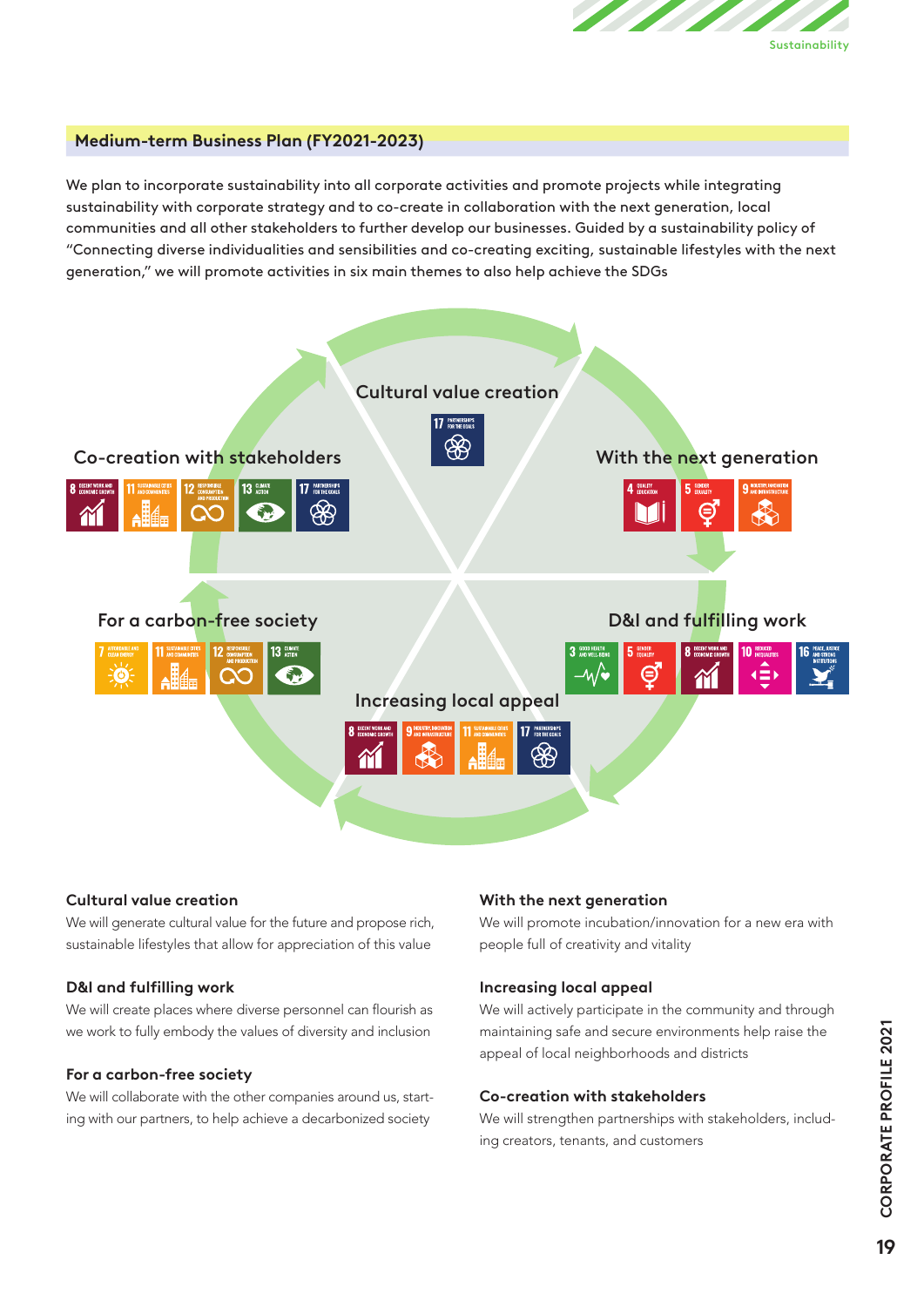## Medium-term Business Plan (FY2021-2023)

We plan to incorporate sustainability into all corporate activities and promote projects while integrating sustainability with corporate strategy and to co-create in collaboration with the next generation, local communities and all other stakeholders to further develop our businesses. Guided by a sustainability policy of "Connecting diverse individualities and sensibilities and co-creating exciting, sustainable lifestyles with the next generation," we will promote activities in six main themes to also help achieve the SDGs

Cultural value creation

Co-creation with stakeholders

With the next generation

For a carbon-free society

D&I and fulfilling work

Increasing local appeal

**Cultural value creation**
We will generate cultural value for the future and propose rich, sustainable lifestyles that allow for appreciation of this value

**D&I and fulfilling work**
We will create places where diverse personnel can flourish as we work to fully embody the values of diversity and inclusion

**For a carbon-free society**
We will collaborate with the other companies around us, starting with our partners, to help achieve a decarbonized society

**With the next generation**
We will promote incubation/innovation for a new era with people full of creativity and vitality

**Increasing local appeal**
We will actively participate in the community and through maintaining safe and secure environments help raise the appeal of local neighborhoods and districts

**Co-creation with stakeholders**
We will strengthen partnerships with stakeholders, including creators, tenants, and customers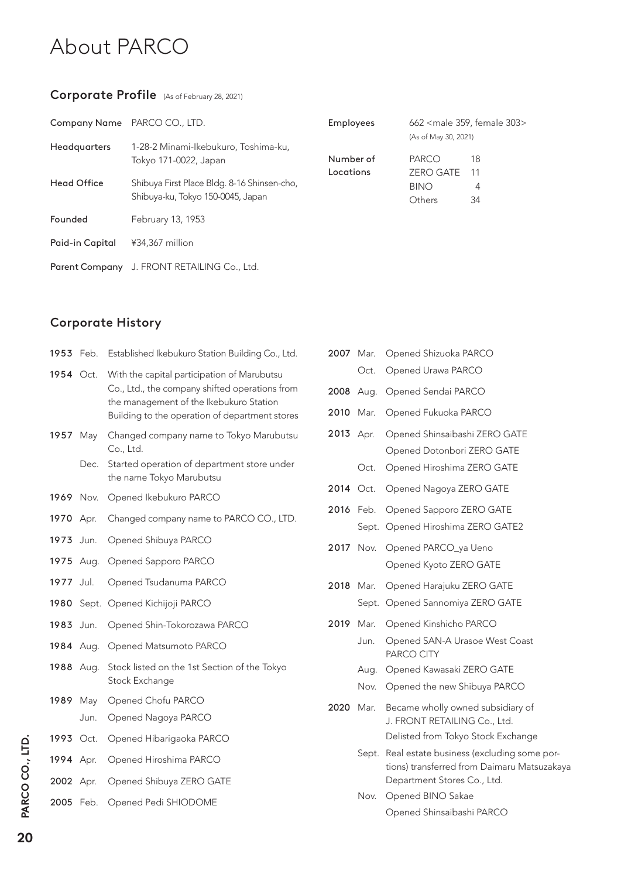# About PARCO

## Corporate Profile (As of February 28, 2021)

| | |
|---|---|
| Company Name | PARCO CO., LTD. |
| Headquarters | 1-28-2 Minami-Ikebukuro, Toshima-ku, Tokyo 171-0022, Japan |
| Head Office | Shibuya First Place Bldg. 8-16 Shinsen-cho, Shibuya-ku, Tokyo 150-0045, Japan |
| Founded | February 13, 1953 |
| Paid-in Capital | ¥34,367 million |
| Parent Company | J. FRONT RETAILING Co., Ltd. |

| | | |
|---|---|---|
| Employees | 662 <male 359, female 303> (As of May 30, 2021) | |
| Number of Locations | PARCO | 18 |
| | ZERO GATE | 11 |
| | BINO | 4 |
| | Others | 34 |

## Corporate History

| Year | Month | Event |
|---|---|---|
| 1953 | Feb. | Established Ikebukuro Station Building Co., Ltd. |
| 1954 | Oct. | With the capital participation of Marubutsu Co., Ltd., the company shifted operations from the management of the Ikebukuro Station Building to the operation of department stores |
| 1957 | May | Changed company name to Tokyo Marubutsu Co., Ltd. |
| | Dec. | Started operation of department store under the name Tokyo Marubutsu |
| 1969 | Nov. | Opened Ikebukuro PARCO |
| 1970 | Apr. | Changed company name to PARCO CO., LTD. |
| 1973 | Jun. | Opened Shibuya PARCO |
| 1975 | Aug. | Opened Sapporo PARCO |
| 1977 | Jul. | Opened Tsudanuma PARCO |
| 1980 | Sept. | Opened Kichijoji PARCO |
| 1983 | Jun. | Opened Shin-Tokorozawa PARCO |
| 1984 | Aug. | Opened Matsumoto PARCO |
| 1988 | Aug. | Stock listed on the 1st Section of the Tokyo Stock Exchange |
| 1989 | May | Opened Chofu PARCO |
| | Jun. | Opened Nagoya PARCO |
| 1993 | Oct. | Opened Hibarigaoka PARCO |
| 1994 | Apr. | Opened Hiroshima PARCO |
| 2002 | Apr. | Opened Shibuya ZERO GATE |
| 2005 | Feb. | Opened Pedi SHIODOME |
| 2007 | Mar. | Opened Shizuoka PARCO |
| | Oct. | Opened Urawa PARCO |
| 2008 | Aug. | Opened Sendai PARCO |
| 2010 | Mar. | Opened Fukuoka PARCO |
| 2013 | Apr. | Opened Shinsaibashi ZERO GATE |
| | | Opened Dotonbori ZERO GATE |
| | Oct. | Opened Hiroshima ZERO GATE |
| 2014 | Oct. | Opened Nagoya ZERO GATE |
| 2016 | Feb. | Opened Sapporo ZERO GATE |
| | Sept. | Opened Hiroshima ZERO GATE2 |
| 2017 | Nov. | Opened PARCO_ya Ueno |
| | | Opened Kyoto ZERO GATE |
| 2018 | Mar. | Opened Harajuku ZERO GATE |
| | Sept. | Opened Sannomiya ZERO GATE |
| 2019 | Mar. | Opened Kinshicho PARCO |
| | Jun. | Opened SAN-A Urasoe West Coast PARCO CITY |
| | Aug. | Opened Kawasaki ZERO GATE |
| | Nov. | Opened the new Shibuya PARCO |
| 2020 | Mar. | Became wholly owned subsidiary of J. FRONT RETAILING Co., Ltd. |
| | | Delisted from Tokyo Stock Exchange |
| | Sept. | Real estate business (excluding some portions) transferred from Daimaru Matsuzakaya Department Stores Co., Ltd. |
| | Nov. | Opened BINO Sakae |
| | | Opened Shinsaibashi PARCO |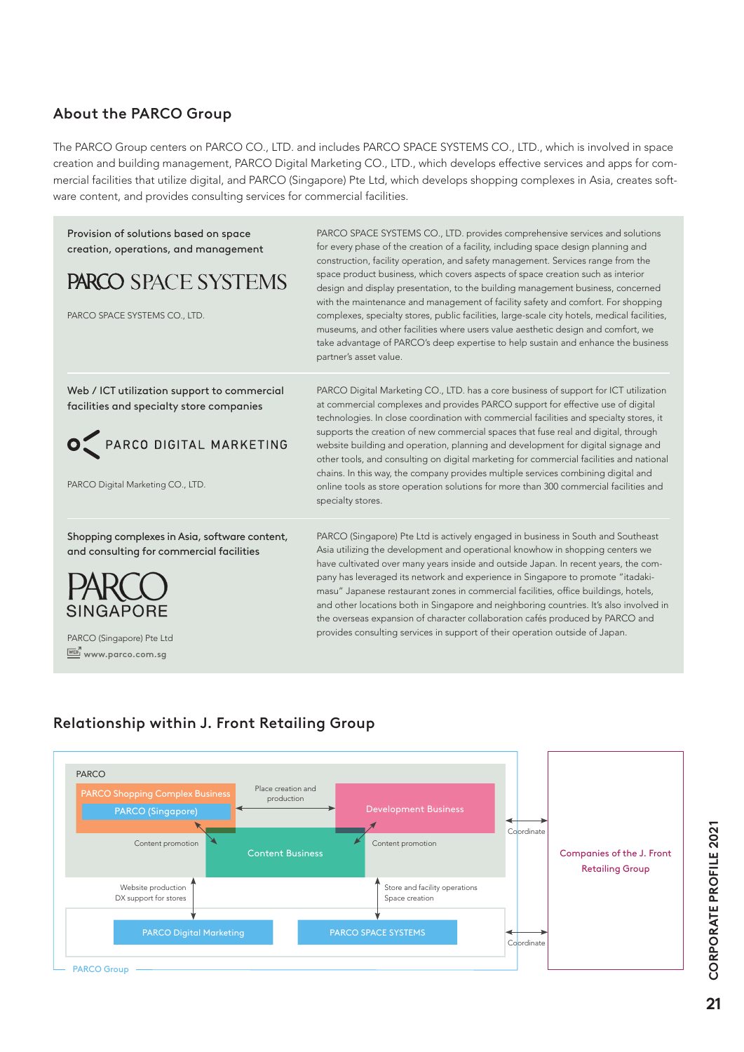## About the PARCO Group

The PARCO Group centers on PARCO CO., LTD. and includes PARCO SPACE SYSTEMS CO., LTD., which is involved in space creation and building management, PARCO Digital Marketing CO., LTD., which develops effective services and apps for commercial facilities that utilize digital, and PARCO (Singapore) Pte Ltd, which develops shopping complexes in Asia, creates software content, and provides consulting services for commercial facilities.

### Provision of solutions based on space creation, operations, and management

PARCO SPACE SYSTEMS

PARCO SPACE SYSTEMS CO., LTD.

PARCO SPACE SYSTEMS CO., LTD. provides comprehensive services and solutions for every phase of the creation of a facility, including space design planning and construction, facility operation, and safety management. Services range from the space product business, which covers aspects of space creation such as interior design and display presentation, to the building management business, concerned with the maintenance and management of facility safety and comfort. For shopping complexes, specialty stores, public facilities, large-scale city hotels, medical facilities, museums, and other facilities where users value aesthetic design and comfort, we take advantage of PARCO's deep expertise to help sustain and enhance the business partner's asset value.

### Web / ICT utilization support to commercial facilities and specialty store companies

PARCO DIGITAL MARKETING

PARCO Digital Marketing CO., LTD.

PARCO Digital Marketing CO., LTD. has a core business of support for ICT utilization at commercial complexes and provides PARCO support for effective use of digital technologies. In close coordination with commercial facilities and specialty stores, it supports the creation of new commercial spaces that fuse real and digital, through website building and operation, planning and development for digital signage and other tools, and consulting on digital marketing for commercial facilities and national chains. In this way, the company provides multiple services combining digital and online tools as store operation solutions for more than 300 commercial facilities and specialty stores.

### Shopping complexes in Asia, software content, and consulting for commercial facilities

PARCO SINGAPORE

PARCO (Singapore) Pte Ltd
www.parco.com.sg

PARCO (Singapore) Pte Ltd is actively engaged in business in South and Southeast Asia utilizing the development and operational knowhow in shopping centers we have cultivated over many years inside and outside Japan. In recent years, the company has leveraged its network and experience in Singapore to promote "itadaki-masu" Japanese restaurant zones in commercial facilities, office buildings, hotels, and other locations both in Singapore and neighboring countries. It's also involved in the overseas expansion of character collaboration cafés produced by PARCO and provides consulting services in support of their operation outside of Japan.

## Relationship within J. Front Retailing Group

PARCO

- PARCO Shopping Complex Business
  - PARCO (Singapore)
- Development Business
- Content Business

Place creation and production (PARCO Shopping Complex Business ↔ Development Business)

Content promotion (PARCO Shopping Complex Business ↔ Content Business)

Content promotion (Development Business ↔ Content Business)

Website production / DX support for stores (PARCO ↔ PARCO Digital Marketing)

Store and facility operations / Space creation (PARCO ↔ PARCO SPACE SYSTEMS)

PARCO Digital Marketing

PARCO SPACE SYSTEMS

PARCO Group

Coordinate (PARCO ↔ Companies of the J. Front Retailing Group)

Coordinate (PARCO Digital Marketing / PARCO SPACE SYSTEMS ↔ Companies of the J. Front Retailing Group)

Companies of the J. Front Retailing Group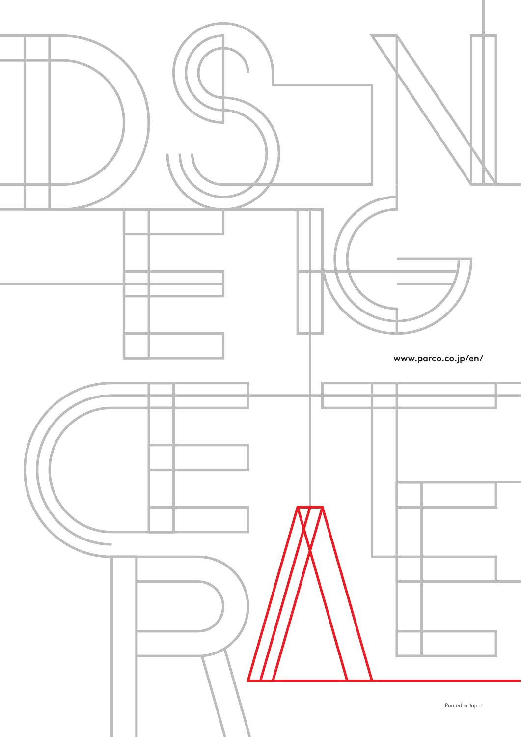www.parco.co.jp/en/

Printed in Japan